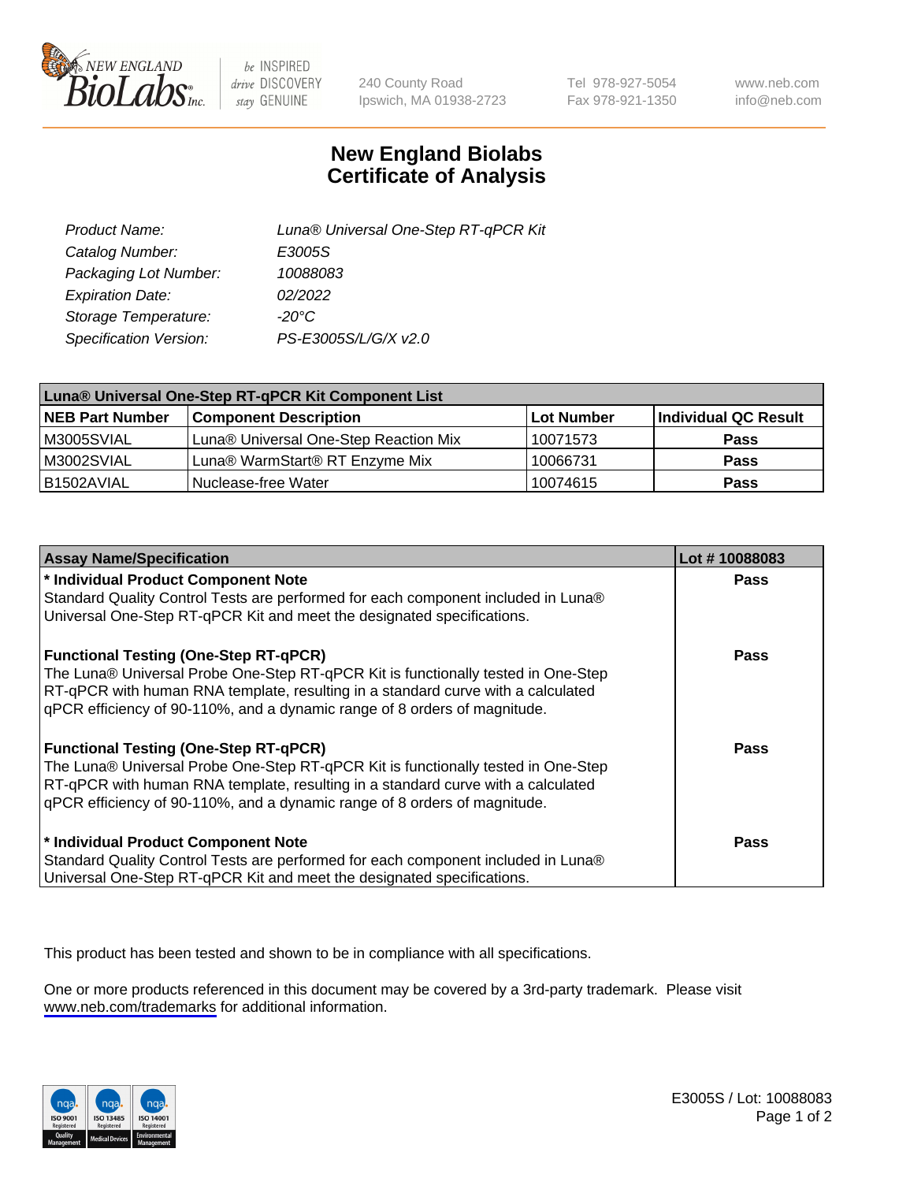# New England Biolabs Certificate of Analysis

| | |
|---|---|
| Product Name: | Luna® Universal One-Step RT-qPCR Kit |
| Catalog Number: | E3005S |
| Packaging Lot Number: | 10088083 |
| Expiration Date: | 02/2022 |
| Storage Temperature: | -20°C |
| Specification Version: | PS-E3005S/L/G/X v2.0 |

| Luna® Universal One-Step RT-qPCR Kit Component List | | | |
|---|---|---|---|
| **NEB Part Number** | **Component Description** | **Lot Number** | **Individual QC Result** |
| M3005SVIAL | Luna® Universal One-Step Reaction Mix | 10071573 | **Pass** |
| M3002SVIAL | Luna® WarmStart® RT Enzyme Mix | 10066731 | **Pass** |
| B1502AVIAL | Nuclease-free Water | 10074615 | **Pass** |

| Assay Name/Specification | Lot # 10088083 |
|---|---|
| **\* Individual Product Component Note**<br>Standard Quality Control Tests are performed for each component included in Luna® Universal One-Step RT-qPCR Kit and meet the designated specifications. | **Pass** |
| **Functional Testing (One-Step RT-qPCR)**<br>The Luna® Universal Probe One-Step RT-qPCR Kit is functionally tested in One-Step RT-qPCR with human RNA template, resulting in a standard curve with a calculated qPCR efficiency of 90-110%, and a dynamic range of 8 orders of magnitude. | **Pass** |
| **Functional Testing (One-Step RT-qPCR)**<br>The Luna® Universal Probe One-Step RT-qPCR Kit is functionally tested in One-Step RT-qPCR with human RNA template, resulting in a standard curve with a calculated qPCR efficiency of 90-110%, and a dynamic range of 8 orders of magnitude. | **Pass** |
| **\* Individual Product Component Note**<br>Standard Quality Control Tests are performed for each component included in Luna® Universal One-Step RT-qPCR Kit and meet the designated specifications. | **Pass** |

This product has been tested and shown to be in compliance with all specifications.

One or more products referenced in this document may be covered by a 3rd-party trademark. Please visit www.neb.com/trademarks for additional information.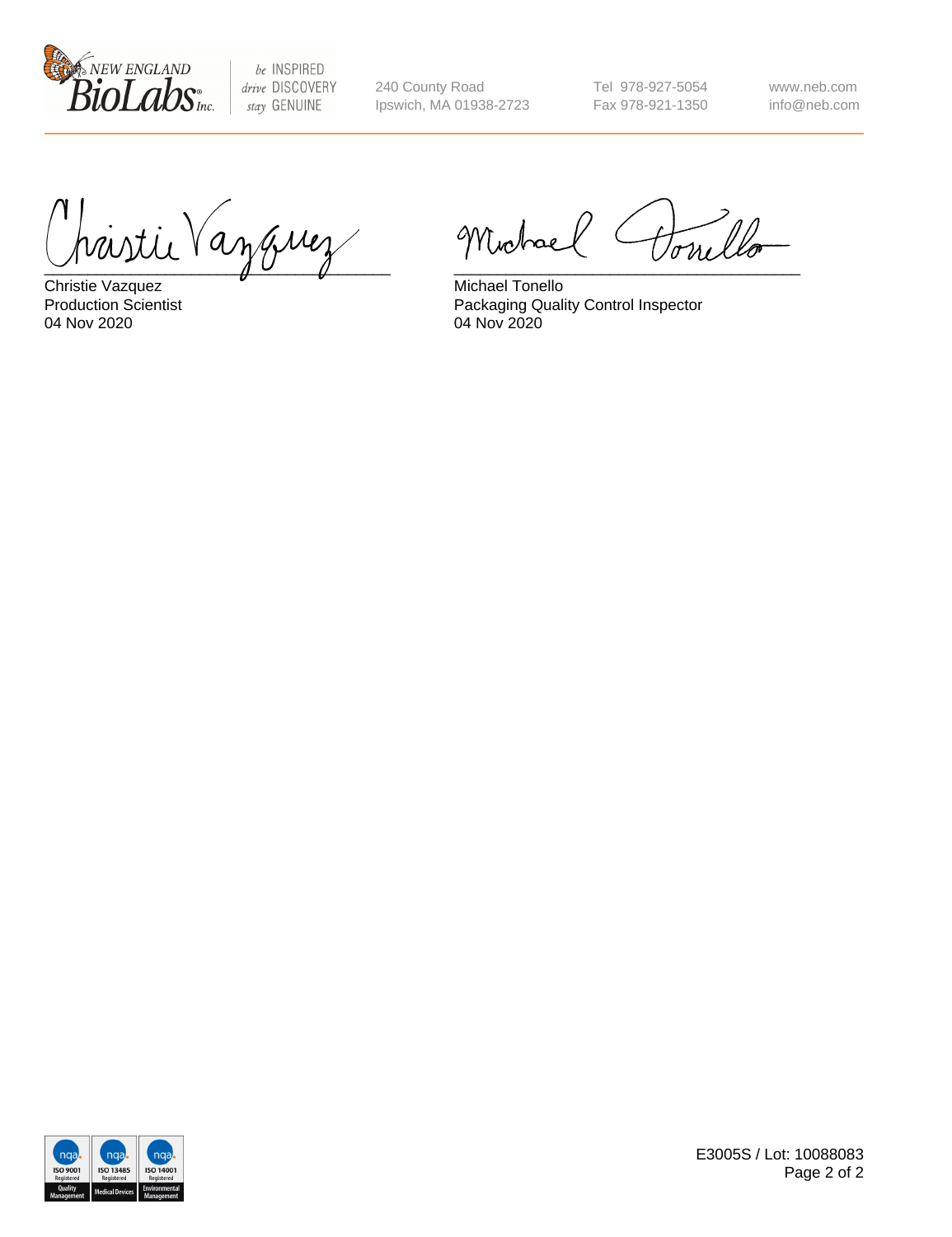Christie Vazquez
Production Scientist
04 Nov 2020

Michael Tonello
Packaging Quality Control Inspector
04 Nov 2020